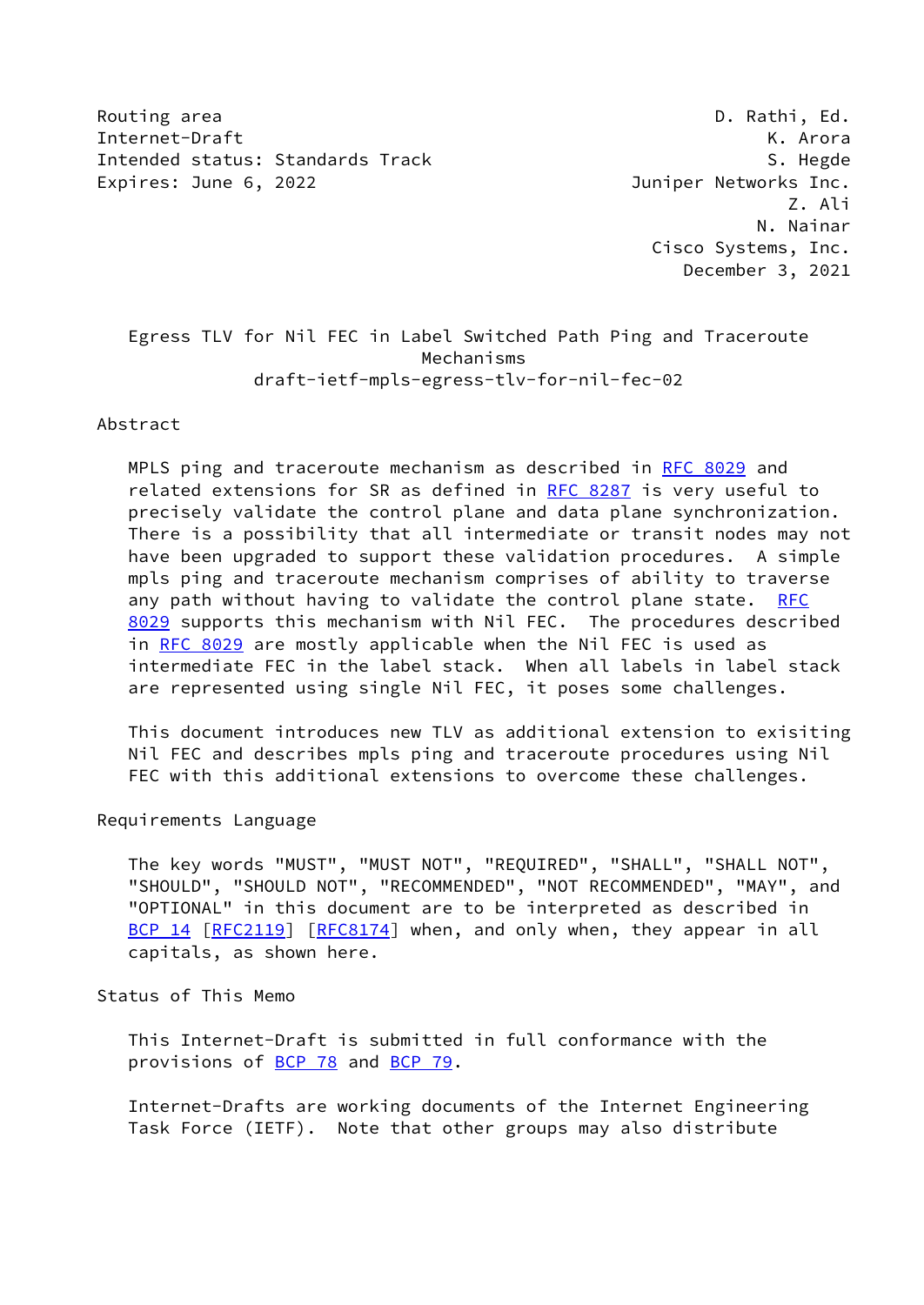Routing area D. Rathi, Ed.
Internet-Draft K. Arora
Intended status: Standards Track S. Hegde
Expires: June 6, 2022 Juniper Networks Inc.
Z. Ali
N. Nainar
Cisco Systems, Inc.
December 3, 2021

# Egress TLV for Nil FEC in Label Switched Path Ping and Traceroute Mechanisms

draft-ietf-mpls-egress-tlv-for-nil-fec-02

## Abstract

MPLS ping and traceroute mechanism as described in RFC 8029 and related extensions for SR as defined in RFC 8287 is very useful to precisely validate the control plane and data plane synchronization. There is a possibility that all intermediate or transit nodes may not have been upgraded to support these validation procedures. A simple mpls ping and traceroute mechanism comprises of ability to traverse any path without having to validate the control plane state. RFC 8029 supports this mechanism with Nil FEC. The procedures described in RFC 8029 are mostly applicable when the Nil FEC is used as intermediate FEC in the label stack. When all labels in label stack are represented using single Nil FEC, it poses some challenges.

This document introduces new TLV as additional extension to exisiting Nil FEC and describes mpls ping and traceroute procedures using Nil FEC with this additional extensions to overcome these challenges.

## Requirements Language

The key words "MUST", "MUST NOT", "REQUIRED", "SHALL", "SHALL NOT", "SHOULD", "SHOULD NOT", "RECOMMENDED", "NOT RECOMMENDED", "MAY", and "OPTIONAL" in this document are to be interpreted as described in BCP 14 [RFC2119] [RFC8174] when, and only when, they appear in all capitals, as shown here.

## Status of This Memo

This Internet-Draft is submitted in full conformance with the provisions of BCP 78 and BCP 79.

Internet-Drafts are working documents of the Internet Engineering Task Force (IETF). Note that other groups may also distribute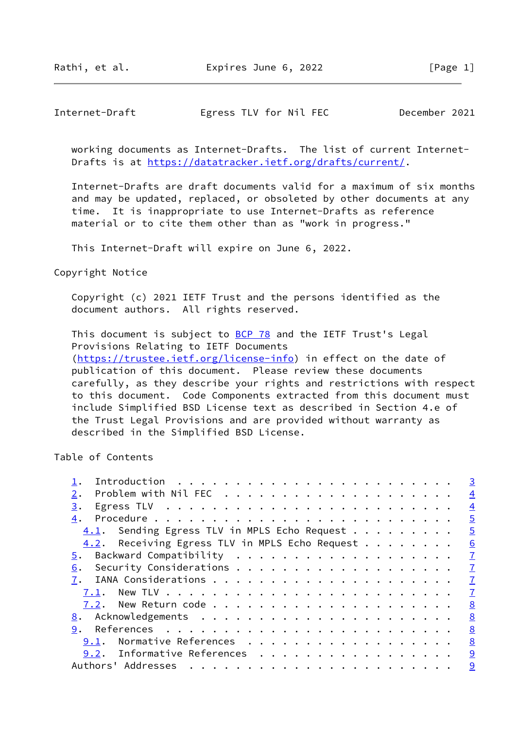working documents as Internet-Drafts. The list of current Internet-Drafts is at https://datatracker.ietf.org/drafts/current/.

Internet-Drafts are draft documents valid for a maximum of six months and may be updated, replaced, or obsoleted by other documents at any time. It is inappropriate to use Internet-Drafts as reference material or to cite them other than as "work in progress."

This Internet-Draft will expire on June 6, 2022.

## Copyright Notice

Copyright (c) 2021 IETF Trust and the persons identified as the document authors. All rights reserved.

This document is subject to BCP 78 and the IETF Trust's Legal Provisions Relating to IETF Documents (https://trustee.ietf.org/license-info) in effect on the date of publication of this document. Please review these documents carefully, as they describe your rights and restrictions with respect to this document. Code Components extracted from this document must include Simplified BSD License text as described in Section 4.e of the Trust Legal Provisions and are provided without warranty as described in the Simplified BSD License.

## Table of Contents

```
   1.  Introduction . . . . . . . . . . . . . . . . . . . . . . . .   3
   2.  Problem with Nil FEC . . . . . . . . . . . . . . . . . . . .   4
   3.  Egress TLV . . . . . . . . . . . . . . . . . . . . . . . . .   4
   4.  Procedure . . . . . . . . . . . . . . . . . . . . . . . . . .   5
     4.1.  Sending Egress TLV in MPLS Echo Request . . . . . . . . .   5
     4.2.  Receiving Egress TLV in MPLS Echo Request . . . . . . . .   6
   5.  Backward Compatibility . . . . . . . . . . . . . . . . . . .   7
   6.  Security Considerations . . . . . . . . . . . . . . . . . . .   7
   7.  IANA Considerations . . . . . . . . . . . . . . . . . . . . .   7
     7.1.  New TLV . . . . . . . . . . . . . . . . . . . . . . . . .   7
     7.2.  New Return code . . . . . . . . . . . . . . . . . . . . .   8
   8.  Acknowledgements . . . . . . . . . . . . . . . . . . . . . .   8
   9.  References . . . . . . . . . . . . . . . . . . . . . . . . .   8
     9.1.  Normative References . . . . . . . . . . . . . . . . . .   8
     9.2.  Informative References . . . . . . . . . . . . . . . . .   9
   Authors' Addresses . . . . . . . . . . . . . . . . . . . . . . .   9
```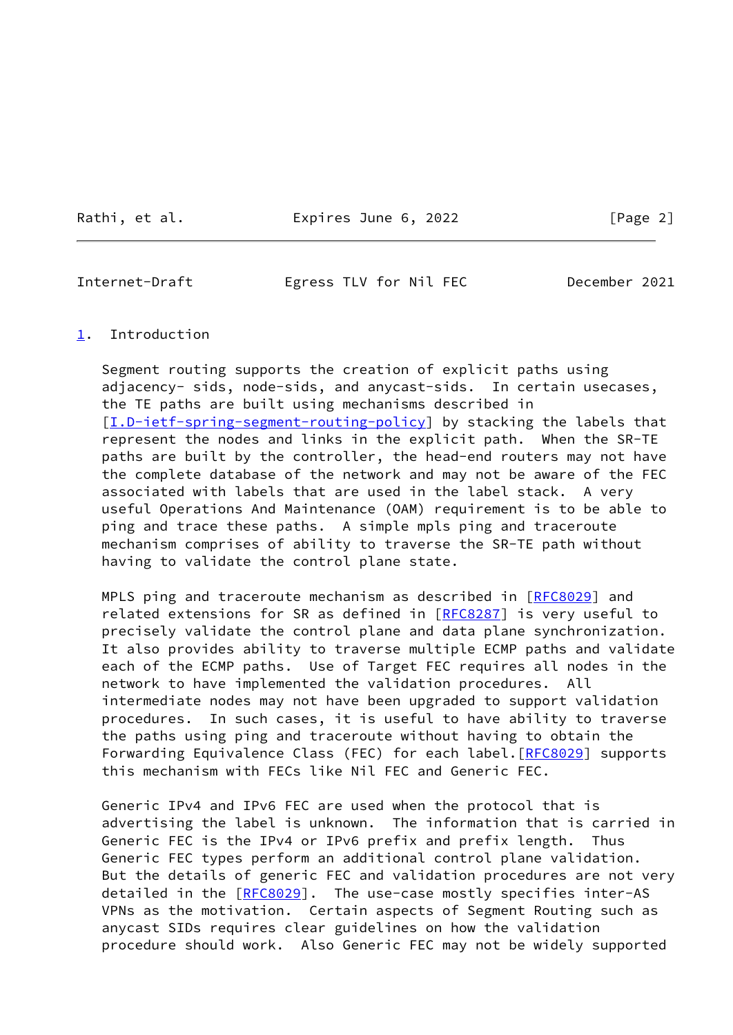# 1. Introduction

Segment routing supports the creation of explicit paths using adjacency- sids, node-sids, and anycast-sids. In certain usecases, the TE paths are built using mechanisms described in [I.D-ietf-spring-segment-routing-policy] by stacking the labels that represent the nodes and links in the explicit path. When the SR-TE paths are built by the controller, the head-end routers may not have the complete database of the network and may not be aware of the FEC associated with labels that are used in the label stack. A very useful Operations And Maintenance (OAM) requirement is to be able to ping and trace these paths. A simple mpls ping and traceroute mechanism comprises of ability to traverse the SR-TE path without having to validate the control plane state.

MPLS ping and traceroute mechanism as described in [RFC8029] and related extensions for SR as defined in [RFC8287] is very useful to precisely validate the control plane and data plane synchronization. It also provides ability to traverse multiple ECMP paths and validate each of the ECMP paths. Use of Target FEC requires all nodes in the network to have implemented the validation procedures. All intermediate nodes may not have been upgraded to support validation procedures. In such cases, it is useful to have ability to traverse the paths using ping and traceroute without having to obtain the Forwarding Equivalence Class (FEC) for each label.[RFC8029] supports this mechanism with FECs like Nil FEC and Generic FEC.

Generic IPv4 and IPv6 FEC are used when the protocol that is advertising the label is unknown. The information that is carried in Generic FEC is the IPv4 or IPv6 prefix and prefix length. Thus Generic FEC types perform an additional control plane validation. But the details of generic FEC and validation procedures are not very detailed in the [RFC8029]. The use-case mostly specifies inter-AS VPNs as the motivation. Certain aspects of Segment Routing such as anycast SIDs requires clear guidelines on how the validation procedure should work. Also Generic FEC may not be widely supported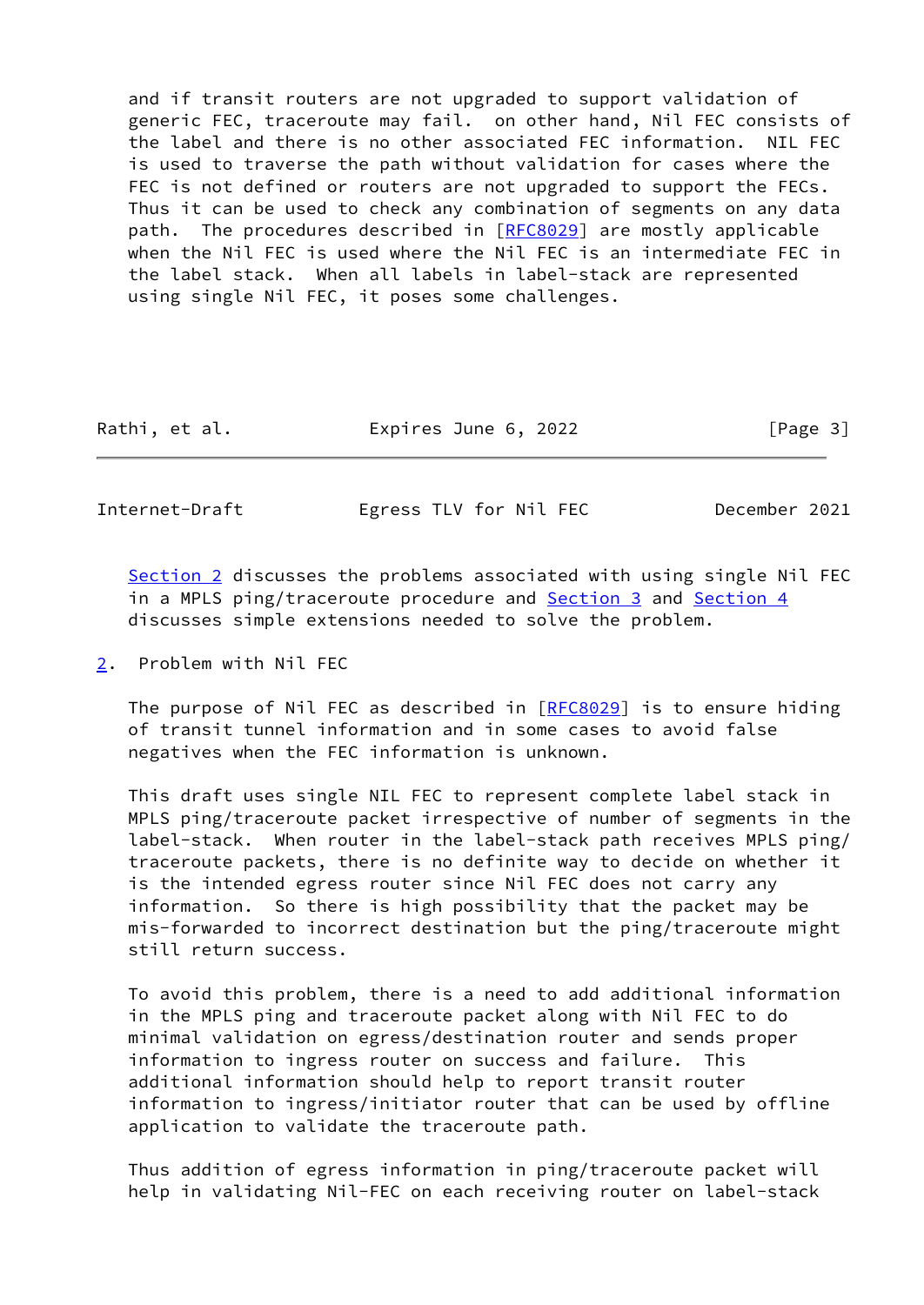and if transit routers are not upgraded to support validation of generic FEC, traceroute may fail. on other hand, Nil FEC consists of the label and there is no other associated FEC information. NIL FEC is used to traverse the path without validation for cases where the FEC is not defined or routers are not upgraded to support the FECs. Thus it can be used to check any combination of segments on any data path. The procedures described in [RFC8029] are mostly applicable when the Nil FEC is used where the Nil FEC is an intermediate FEC in the label stack. When all labels in label-stack are represented using single Nil FEC, it poses some challenges.

Section 2 discusses the problems associated with using single Nil FEC in a MPLS ping/traceroute procedure and Section 3 and Section 4 discusses simple extensions needed to solve the problem.

## 2. Problem with Nil FEC

The purpose of Nil FEC as described in [RFC8029] is to ensure hiding of transit tunnel information and in some cases to avoid false negatives when the FEC information is unknown.

This draft uses single NIL FEC to represent complete label stack in MPLS ping/traceroute packet irrespective of number of segments in the label-stack. When router in the label-stack path receives MPLS ping/traceroute packets, there is no definite way to decide on whether it is the intended egress router since Nil FEC does not carry any information. So there is high possibility that the packet may be mis-forwarded to incorrect destination but the ping/traceroute might still return success.

To avoid this problem, there is a need to add additional information in the MPLS ping and traceroute packet along with Nil FEC to do minimal validation on egress/destination router and sends proper information to ingress router on success and failure. This additional information should help to report transit router information to ingress/initiator router that can be used by offline application to validate the traceroute path.

Thus addition of egress information in ping/traceroute packet will help in validating Nil-FEC on each receiving router on label-stack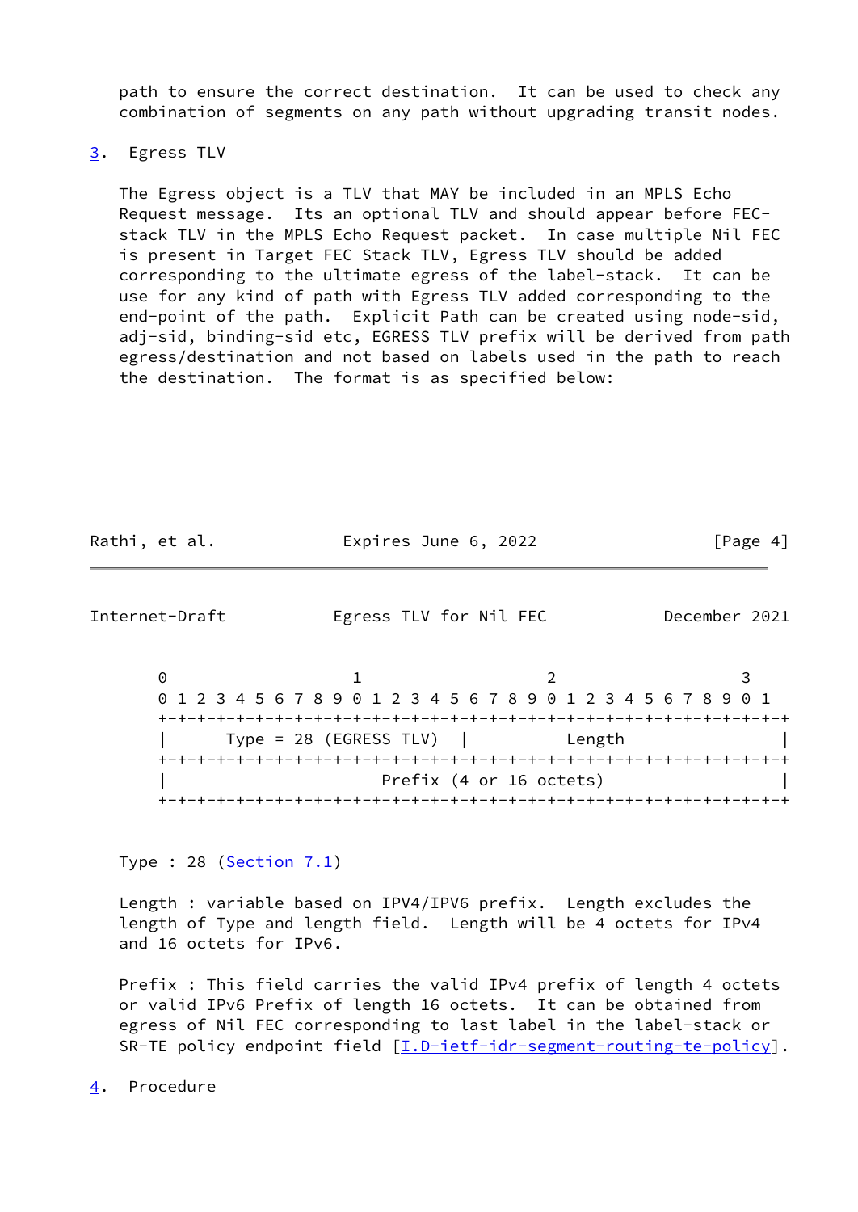path to ensure the correct destination. It can be used to check any combination of segments on any path without upgrading transit nodes.

## 3. Egress TLV

The Egress object is a TLV that MAY be included in an MPLS Echo Request message. Its an optional TLV and should appear before FEC-stack TLV in the MPLS Echo Request packet. In case multiple Nil FEC is present in Target FEC Stack TLV, Egress TLV should be added corresponding to the ultimate egress of the label-stack. It can be use for any kind of path with Egress TLV added corresponding to the end-point of the path. Explicit Path can be created using node-sid, adj-sid, binding-sid etc, EGRESS TLV prefix will be derived from path egress/destination and not based on labels used in the path to reach the destination. The format is as specified below:

```
 0                   1                   2                   3
 0 1 2 3 4 5 6 7 8 9 0 1 2 3 4 5 6 7 8 9 0 1 2 3 4 5 6 7 8 9 0 1
+-+-+-+-+-+-+-+-+-+-+-+-+-+-+-+-+-+-+-+-+-+-+-+-+-+-+-+-+-+-+-+-+
|      Type = 28 (EGRESS TLV)   |           Length              |
+-+-+-+-+-+-+-+-+-+-+-+-+-+-+-+-+-+-+-+-+-+-+-+-+-+-+-+-+-+-+-+-+
|                      Prefix (4 or 16 octets)                  |
+-+-+-+-+-+-+-+-+-+-+-+-+-+-+-+-+-+-+-+-+-+-+-+-+-+-+-+-+-+-+-+-+
```

Type : 28 (Section 7.1)

Length : variable based on IPV4/IPV6 prefix. Length excludes the length of Type and length field. Length will be 4 octets for IPv4 and 16 octets for IPv6.

Prefix : This field carries the valid IPv4 prefix of length 4 octets or valid IPv6 Prefix of length 16 octets. It can be obtained from egress of Nil FEC corresponding to last label in the label-stack or SR-TE policy endpoint field [I.D-ietf-idr-segment-routing-te-policy].

## 4. Procedure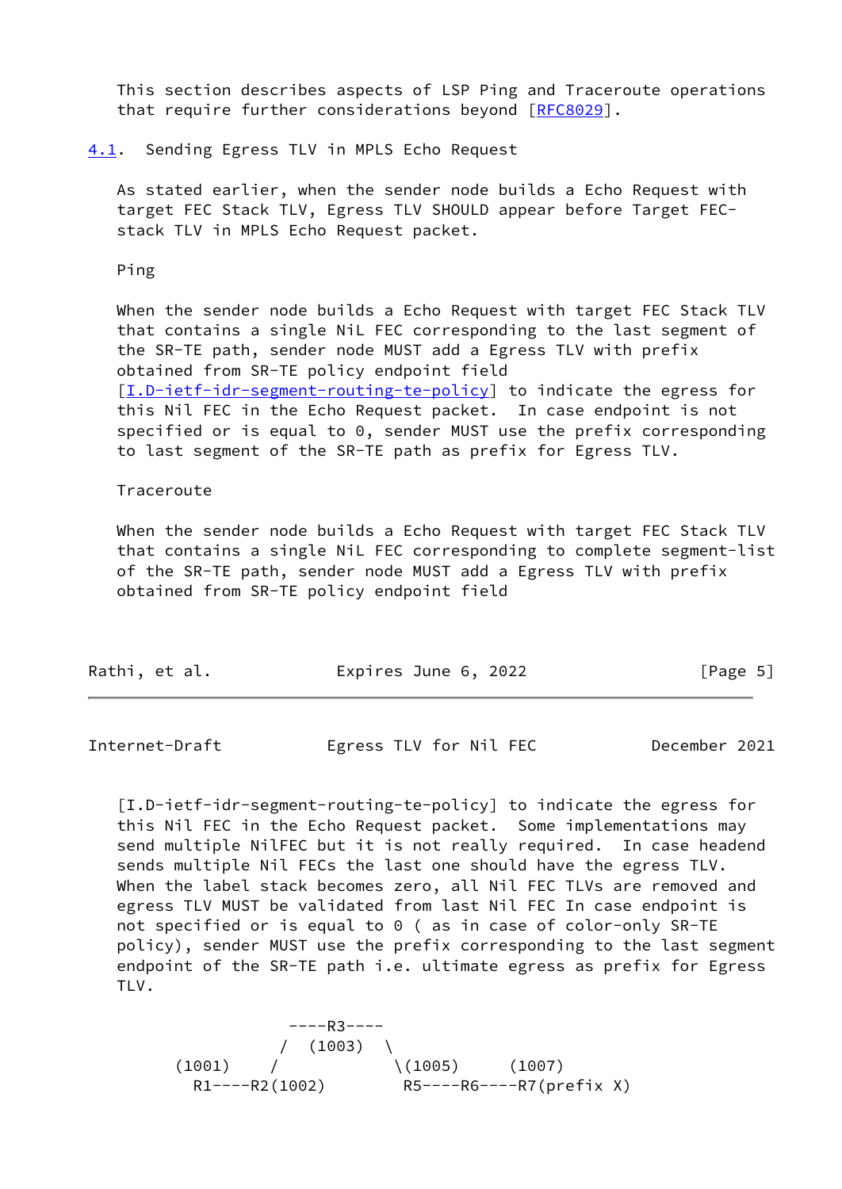This section describes aspects of LSP Ping and Traceroute operations that require further considerations beyond [RFC8029].

## 4.1. Sending Egress TLV in MPLS Echo Request

As stated earlier, when the sender node builds a Echo Request with target FEC Stack TLV, Egress TLV SHOULD appear before Target FEC-stack TLV in MPLS Echo Request packet.

Ping

When the sender node builds a Echo Request with target FEC Stack TLV that contains a single NiL FEC corresponding to the last segment of the SR-TE path, sender node MUST add a Egress TLV with prefix obtained from SR-TE policy endpoint field [I.D-ietf-idr-segment-routing-te-policy] to indicate the egress for this Nil FEC in the Echo Request packet. In case endpoint is not specified or is equal to 0, sender MUST use the prefix corresponding to last segment of the SR-TE path as prefix for Egress TLV.

Traceroute

When the sender node builds a Echo Request with target FEC Stack TLV that contains a single NiL FEC corresponding to complete segment-list of the SR-TE path, sender node MUST add a Egress TLV with prefix obtained from SR-TE policy endpoint field [I.D-ietf-idr-segment-routing-te-policy] to indicate the egress for this Nil FEC in the Echo Request packet. Some implementations may send multiple NilFEC but it is not really required. In case headend sends multiple Nil FECs the last one should have the egress TLV. When the label stack becomes zero, all Nil FEC TLVs are removed and egress TLV MUST be validated from last Nil FEC In case endpoint is not specified or is equal to 0 ( as in case of color-only SR-TE policy), sender MUST use the prefix corresponding to the last segment endpoint of the SR-TE path i.e. ultimate egress as prefix for Egress TLV.

```
              ----R3----
             /  (1003)  \
   (1001)   /            \(1005)     (1007)
     R1----R2(1002)        R5----R6----R7(prefix X)
```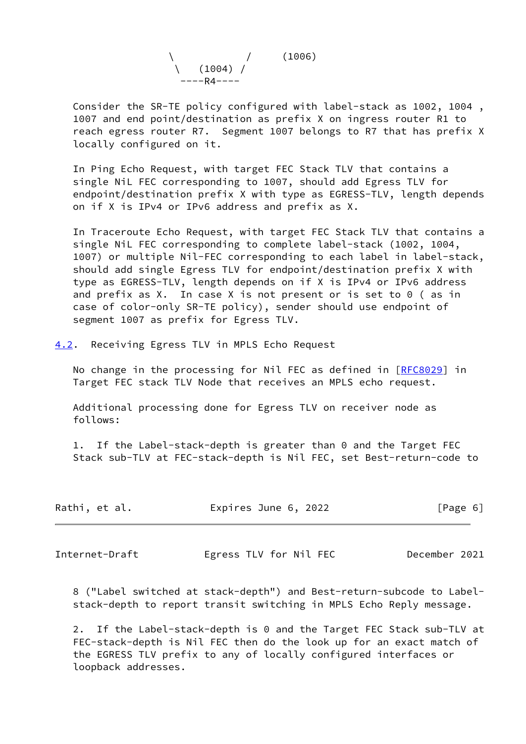```
                \          /     (1006)
                 \   (1004) /
                  ----R4----
```

Consider the SR-TE policy configured with label-stack as 1002, 1004 , 1007 and end point/destination as prefix X on ingress router R1 to reach egress router R7. Segment 1007 belongs to R7 that has prefix X locally configured on it.

In Ping Echo Request, with target FEC Stack TLV that contains a single NiL FEC corresponding to 1007, should add Egress TLV for endpoint/destination prefix X with type as EGRESS-TLV, length depends on if X is IPv4 or IPv6 address and prefix as X.

In Traceroute Echo Request, with target FEC Stack TLV that contains a single NiL FEC corresponding to complete label-stack (1002, 1004, 1007) or multiple Nil-FEC corresponding to each label in label-stack, should add single Egress TLV for endpoint/destination prefix X with type as EGRESS-TLV, length depends on if X is IPv4 or IPv6 address and prefix as X. In case X is not present or is set to 0 ( as in case of color-only SR-TE policy), sender should use endpoint of segment 1007 as prefix for Egress TLV.

## 4.2. Receiving Egress TLV in MPLS Echo Request

No change in the processing for Nil FEC as defined in [RFC8029] in Target FEC stack TLV Node that receives an MPLS echo request.

Additional processing done for Egress TLV on receiver node as follows:

1. If the Label-stack-depth is greater than 0 and the Target FEC Stack sub-TLV at FEC-stack-depth is Nil FEC, set Best-return-code to 8 ("Label switched at stack-depth") and Best-return-subcode to Label-stack-depth to report transit switching in MPLS Echo Reply message.

2. If the Label-stack-depth is 0 and the Target FEC Stack sub-TLV at FEC-stack-depth is Nil FEC then do the look up for an exact match of the EGRESS TLV prefix to any of locally configured interfaces or loopback addresses.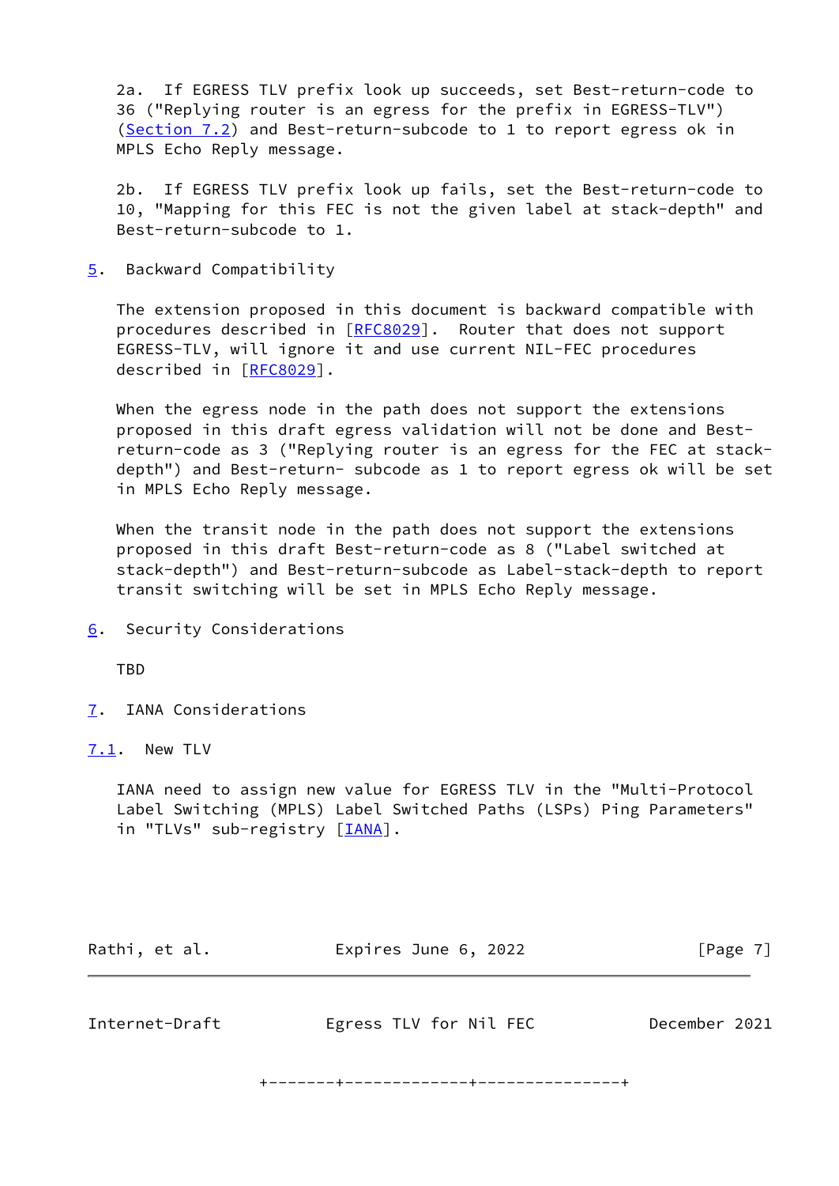2a. If EGRESS TLV prefix look up succeeds, set Best-return-code to 36 ("Replying router is an egress for the prefix in EGRESS-TLV") (Section 7.2) and Best-return-subcode to 1 to report egress ok in MPLS Echo Reply message.

2b. If EGRESS TLV prefix look up fails, set the Best-return-code to 10, "Mapping for this FEC is not the given label at stack-depth" and Best-return-subcode to 1.

## 5. Backward Compatibility

The extension proposed in this document is backward compatible with procedures described in [RFC8029]. Router that does not support EGRESS-TLV, will ignore it and use current NIL-FEC procedures described in [RFC8029].

When the egress node in the path does not support the extensions proposed in this draft egress validation will not be done and Best-return-code as 3 ("Replying router is an egress for the FEC at stack-depth") and Best-return- subcode as 1 to report egress ok will be set in MPLS Echo Reply message.

When the transit node in the path does not support the extensions proposed in this draft Best-return-code as 8 ("Label switched at stack-depth") and Best-return-subcode as Label-stack-depth to report transit switching will be set in MPLS Echo Reply message.

## 6. Security Considerations

TBD

## 7. IANA Considerations

### 7.1. New TLV

IANA need to assign new value for EGRESS TLV in the "Multi-Protocol Label Switching (MPLS) Label Switched Paths (LSPs) Ping Parameters" in "TLVs" sub-registry [IANA].

```
+-------+-------------+---------------+
```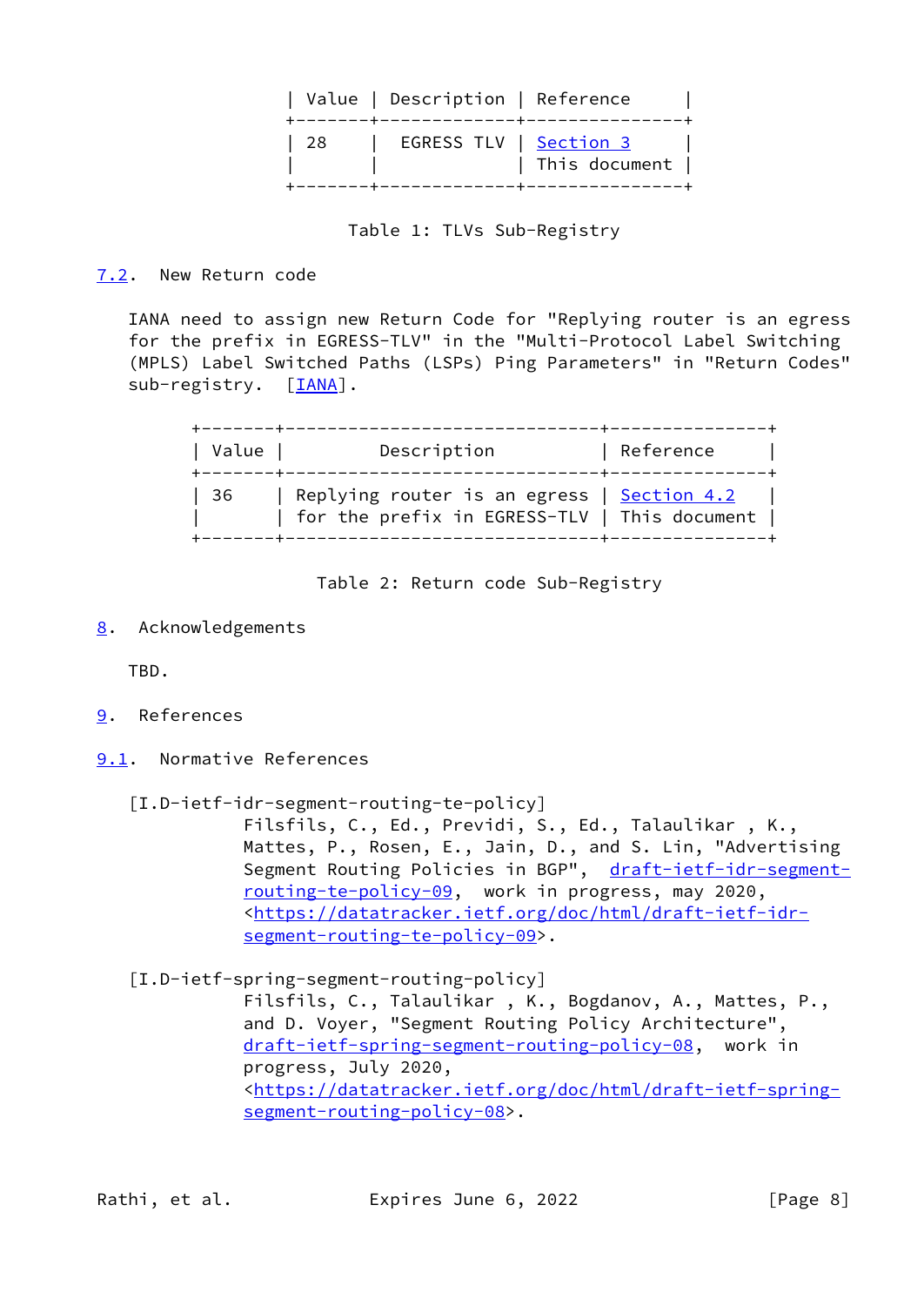| Value | Description | Reference |
| --- | --- | --- |
| 28 | EGRESS TLV | Section 3 This document |

Table 1: TLVs Sub-Registry

### 7.2. New Return code

IANA need to assign new Return Code for "Replying router is an egress for the prefix in EGRESS-TLV" in the "Multi-Protocol Label Switching (MPLS) Label Switched Paths (LSPs) Ping Parameters" in "Return Codes" sub-registry. [IANA].

| Value | Description | Reference |
| --- | --- | --- |
| 36 | Replying router is an egress for the prefix in EGRESS-TLV | Section 4.2 This document |

Table 2: Return code Sub-Registry

## 8. Acknowledgements

TBD.

## 9. References

### 9.1. Normative References

[I.D-ietf-idr-segment-routing-te-policy]
Filsfils, C., Ed., Previdi, S., Ed., Talaulikar , K., Mattes, P., Rosen, E., Jain, D., and S. Lin, "Advertising Segment Routing Policies in BGP", draft-ietf-idr-segment-routing-te-policy-09, work in progress, may 2020, <https://datatracker.ietf.org/doc/html/draft-ietf-idr-segment-routing-te-policy-09>.

[I.D-ietf-spring-segment-routing-policy]
Filsfils, C., Talaulikar , K., Bogdanov, A., Mattes, P., and D. Voyer, "Segment Routing Policy Architecture", draft-ietf-spring-segment-routing-policy-08, work in progress, July 2020, <https://datatracker.ietf.org/doc/html/draft-ietf-spring-segment-routing-policy-08>.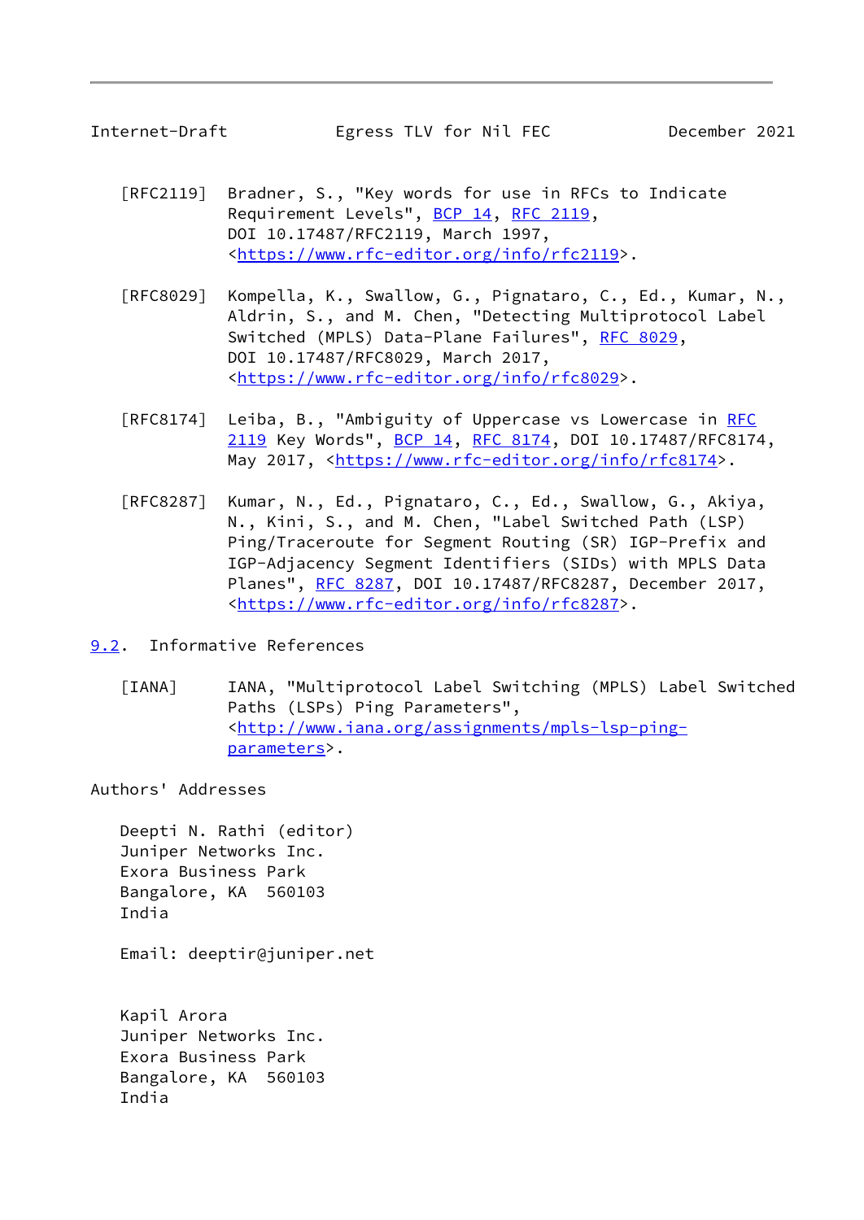[RFC2119] Bradner, S., "Key words for use in RFCs to Indicate Requirement Levels", BCP 14, RFC 2119, DOI 10.17487/RFC2119, March 1997, <https://www.rfc-editor.org/info/rfc2119>.

[RFC8029] Kompella, K., Swallow, G., Pignataro, C., Ed., Kumar, N., Aldrin, S., and M. Chen, "Detecting Multiprotocol Label Switched (MPLS) Data-Plane Failures", RFC 8029, DOI 10.17487/RFC8029, March 2017, <https://www.rfc-editor.org/info/rfc8029>.

[RFC8174] Leiba, B., "Ambiguity of Uppercase vs Lowercase in RFC 2119 Key Words", BCP 14, RFC 8174, DOI 10.17487/RFC8174, May 2017, <https://www.rfc-editor.org/info/rfc8174>.

[RFC8287] Kumar, N., Ed., Pignataro, C., Ed., Swallow, G., Akiya, N., Kini, S., and M. Chen, "Label Switched Path (LSP) Ping/Traceroute for Segment Routing (SR) IGP-Prefix and IGP-Adjacency Segment Identifiers (SIDs) with MPLS Data Planes", RFC 8287, DOI 10.17487/RFC8287, December 2017, <https://www.rfc-editor.org/info/rfc8287>.

### 9.2. Informative References

[IANA] IANA, "Multiprotocol Label Switching (MPLS) Label Switched Paths (LSPs) Ping Parameters", <http://www.iana.org/assignments/mpls-lsp-ping-parameters>.

## Authors' Addresses

Deepti N. Rathi (editor)
Juniper Networks Inc.
Exora Business Park
Bangalore, KA 560103
India

Email: deeptir@juniper.net

Kapil Arora
Juniper Networks Inc.
Exora Business Park
Bangalore, KA 560103
India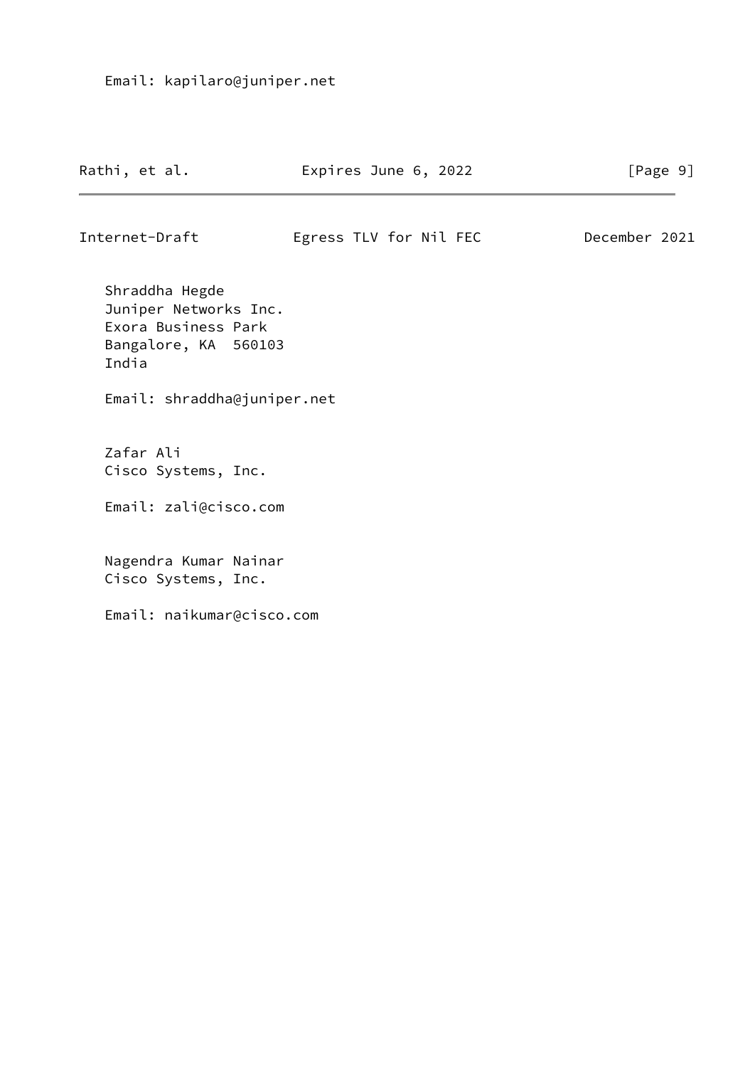Email: kapilaro@juniper.net

Shraddha Hegde
Juniper Networks Inc.
Exora Business Park
Bangalore, KA  560103
India

Email: shraddha@juniper.net

Zafar Ali
Cisco Systems, Inc.

Email: zali@cisco.com

Nagendra Kumar Nainar
Cisco Systems, Inc.

Email: naikumar@cisco.com